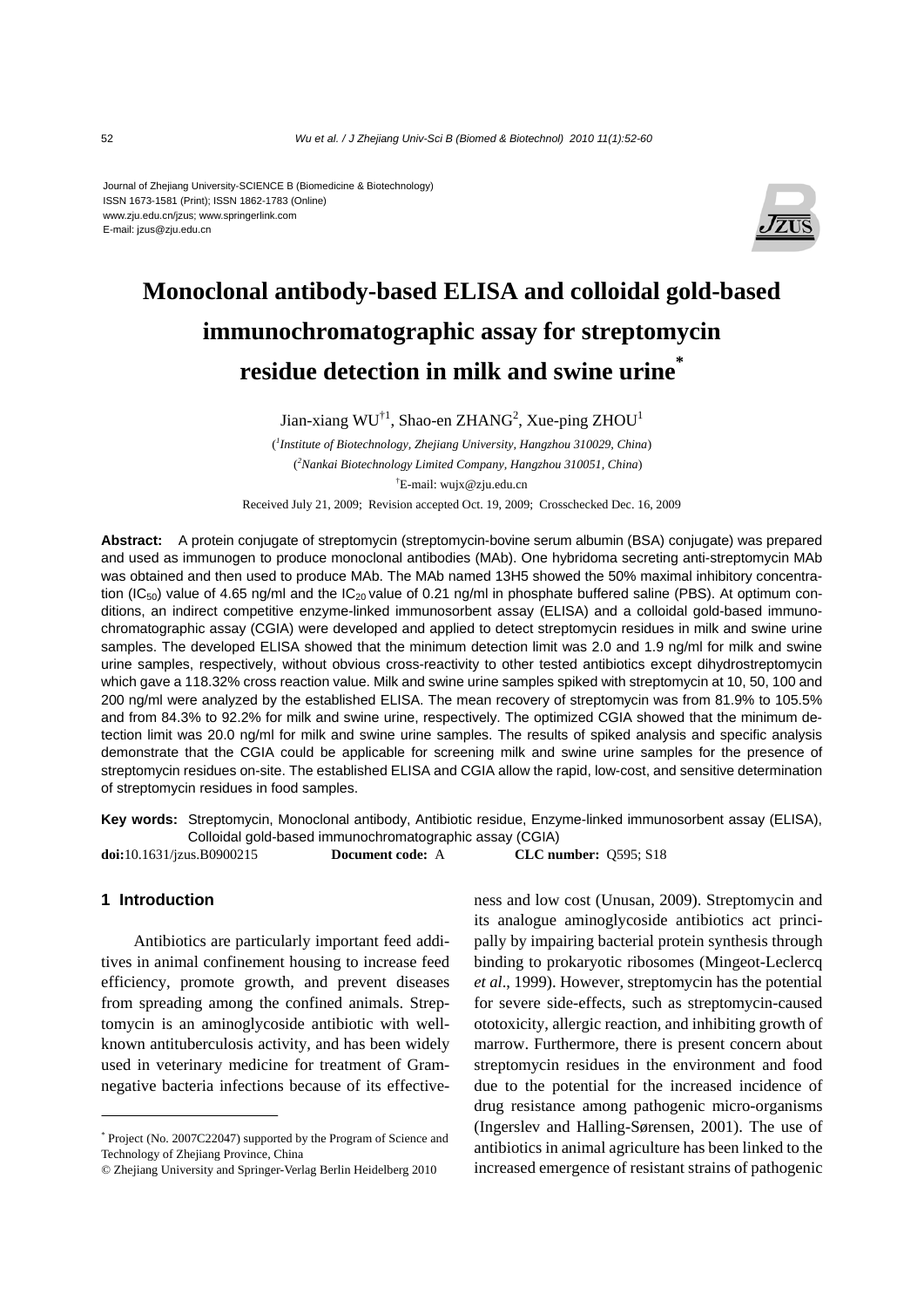Journal of Zhejiang University-SCIENCE B (Biomedicine & Biotechnology)
ISSN 1673-1581 (Print); ISSN 1862-1783 (Online)
www.zju.edu.cn/jzus; www.springerlink.com
E-mail: jzus@zju.edu.cn

# Monoclonal antibody-based ELISA and colloidal gold-based immunochromatographic assay for streptomycin residue detection in milk and swine urine*

Jian-xiang WU[†1], Shao-en ZHANG[2], Xue-ping ZHOU[1]

([1]*Institute of Biotechnology, Zhejiang University, Hangzhou 310029, China*)

([2]*Nankai Biotechnology Limited Company, Hangzhou 310051, China*)

[†]E-mail: wujx@zju.edu.cn

Received July 21, 2009; Revision accepted Oct. 19, 2009; Crosschecked Dec. 16, 2009

**Abstract:** A protein conjugate of streptomycin (streptomycin-bovine serum albumin (BSA) conjugate) was prepared and used as immunogen to produce monoclonal antibodies (MAb). One hybridoma secreting anti-streptomycin MAb was obtained and then used to produce MAb. The MAb named 13H5 showed the 50% maximal inhibitory concentration ($IC_{50}$) value of 4.65 ng/ml and the $IC_{20}$ value of 0.21 ng/ml in phosphate buffered saline (PBS). At optimum conditions, an indirect competitive enzyme-linked immunosorbent assay (ELISA) and a colloidal gold-based immunochromatographic assay (CGIA) were developed and applied to detect streptomycin residues in milk and swine urine samples. The developed ELISA showed that the minimum detection limit was 2.0 and 1.9 ng/ml for milk and swine urine samples, respectively, without obvious cross-reactivity to other tested antibiotics except dihydrostreptomycin which gave a 118.32% cross reaction value. Milk and swine urine samples spiked with streptomycin at 10, 50, 100 and 200 ng/ml were analyzed by the established ELISA. The mean recovery of streptomycin was from 81.9% to 105.5% and from 84.3% to 92.2% for milk and swine urine, respectively. The optimized CGIA showed that the minimum detection limit was 20.0 ng/ml for milk and swine urine samples. The results of spiked analysis and specific analysis demonstrate that the CGIA could be applicable for screening milk and swine urine samples for the presence of streptomycin residues on-site. The established ELISA and CGIA allow the rapid, low-cost, and sensitive determination of streptomycin residues in food samples.

**Key words:** Streptomycin, Monoclonal antibody, Antibiotic residue, Enzyme-linked immunosorbent assay (ELISA), Colloidal gold-based immunochromatographic assay (CGIA)

**doi:**10.1631/jzus.B0900215 **Document code:** A **CLC number:** Q595; S18

## 1 Introduction

Antibiotics are particularly important feed additives in animal confinement housing to increase feed efficiency, promote growth, and prevent diseases from spreading among the confined animals. Streptomycin is an aminoglycoside antibiotic with well-known antituberculosis activity, and has been widely used in veterinary medicine for treatment of Gram-negative bacteria infections because of its effectiveness and low cost (Unusan, 2009). Streptomycin and its analogue aminoglycoside antibiotics act principally by impairing bacterial protein synthesis through binding to prokaryotic ribosomes (Mingeot-Leclercq *et al*., 1999). However, streptomycin has the potential for severe side-effects, such as streptomycin-caused ototoxicity, allergic reaction, and inhibiting growth of marrow. Furthermore, there is present concern about streptomycin residues in the environment and food due to the potential for the increased incidence of drug resistance among pathogenic micro-organisms (Ingerslev and Halling-Sørensen, 2001). The use of antibiotics in animal agriculture has been linked to the increased emergence of resistant strains of pathogenic

---

* Project (No. 2007C22047) supported by the Program of Science and Technology of Zhejiang Province, China

© Zhejiang University and Springer-Verlag Berlin Heidelberg 2010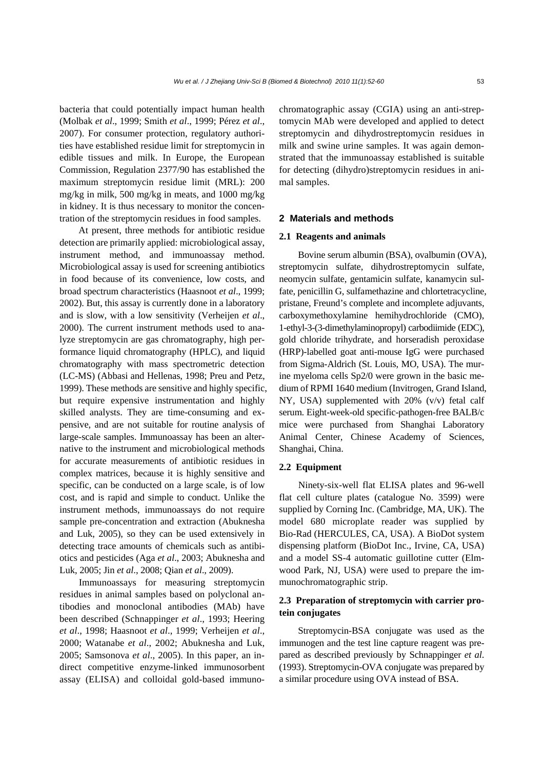bacteria that could potentially impact human health (Molbak *et al*., 1999; Smith *et al*., 1999; Pérez *et al*., 2007). For consumer protection, regulatory authorities have established residue limit for streptomycin in edible tissues and milk. In Europe, the European Commission, Regulation 2377/90 has established the maximum streptomycin residue limit (MRL): 200 mg/kg in milk, 500 mg/kg in meats, and 1000 mg/kg in kidney. It is thus necessary to monitor the concentration of the streptomycin residues in food samples.

At present, three methods for antibiotic residue detection are primarily applied: microbiological assay, instrument method, and immunoassay method. Microbiological assay is used for screening antibiotics in food because of its convenience, low costs, and broad spectrum characteristics (Haasnoot *et al*., 1999; 2002). But, this assay is currently done in a laboratory and is slow, with a low sensitivity (Verheijen *et al*., 2000). The current instrument methods used to analyze streptomycin are gas chromatography, high performance liquid chromatography (HPLC), and liquid chromatography with mass spectrometric detection (LC-MS) (Abbasi and Hellenas, 1998; Preu and Petz, 1999). These methods are sensitive and highly specific, but require expensive instrumentation and highly skilled analysts. They are time-consuming and expensive, and are not suitable for routine analysis of large-scale samples. Immunoassay has been an alternative to the instrument and microbiological methods for accurate measurements of antibiotic residues in complex matrices, because it is highly sensitive and specific, can be conducted on a large scale, is of low cost, and is rapid and simple to conduct. Unlike the instrument methods, immunoassays do not require sample pre-concentration and extraction (Abuknesha and Luk, 2005), so they can be used extensively in detecting trace amounts of chemicals such as antibiotics and pesticides (Aga *et al*., 2003; Abuknesha and Luk, 2005; Jin *et al*., 2008; Qian *et al*., 2009).

Immunoassays for measuring streptomycin residues in animal samples based on polyclonal antibodies and monoclonal antibodies (MAb) have been described (Schnappinger *et al*., 1993; Heering *et al*., 1998; Haasnoot *et al*., 1999; Verheijen *et al*., 2000; Watanabe *et al*., 2002; Abuknesha and Luk, 2005; Samsonova *et al*., 2005). In this paper, an indirect competitive enzyme-linked immunosorbent assay (ELISA) and colloidal gold-based immunochromatographic assay (CGIA) using an anti-streptomycin MAb were developed and applied to detect streptomycin and dihydrostreptomycin residues in milk and swine urine samples. It was again demonstrated that the immunoassay established is suitable for detecting (dihydro)streptomycin residues in animal samples.

## 2 Materials and methods

### 2.1 Reagents and animals

Bovine serum albumin (BSA), ovalbumin (OVA), streptomycin sulfate, dihydrostreptomycin sulfate, neomycin sulfate, gentamicin sulfate, kanamycin sulfate, penicillin G, sulfamethazine and chlortetracycline, pristane, Freund's complete and incomplete adjuvants, carboxymethoxylamine hemihydrochloride (CMO), 1-ethyl-3-(3-dimethylaminopropyl) carbodiimide (EDC), gold chloride trihydrate, and horseradish peroxidase (HRP)-labelled goat anti-mouse IgG were purchased from Sigma-Aldrich (St. Louis, MO, USA). The murine myeloma cells Sp2/0 were grown in the basic medium of RPMI 1640 medium (Invitrogen, Grand Island, NY, USA) supplemented with 20% (v/v) fetal calf serum. Eight-week-old specific-pathogen-free BALB/c mice were purchased from Shanghai Laboratory Animal Center, Chinese Academy of Sciences, Shanghai, China.

### 2.2 Equipment

Ninety-six-well flat ELISA plates and 96-well flat cell culture plates (catalogue No. 3599) were supplied by Corning Inc. (Cambridge, MA, UK). The model 680 microplate reader was supplied by Bio-Rad (HERCULES, CA, USA). A BioDot system dispensing platform (BioDot Inc., Irvine, CA, USA) and a model SS-4 automatic guillotine cutter (Elmwood Park, NJ, USA) were used to prepare the immunochromatographic strip.

### 2.3 Preparation of streptomycin with carrier protein conjugates

Streptomycin-BSA conjugate was used as the immunogen and the test line capture reagent was prepared as described previously by Schnappinger *et al.* (1993). Streptomycin-OVA conjugate was prepared by a similar procedure using OVA instead of BSA.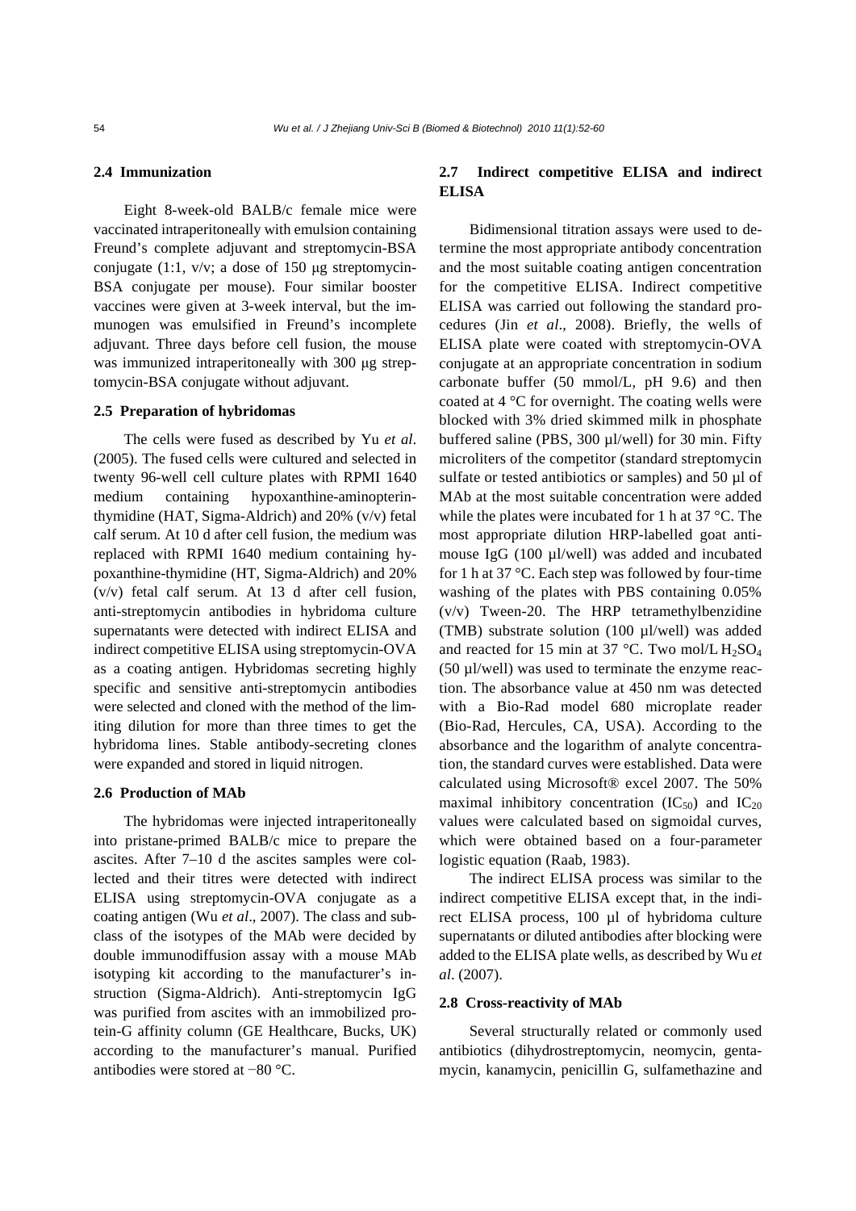### 2.4 Immunization

Eight 8-week-old BALB/c female mice were vaccinated intraperitoneally with emulsion containing Freund's complete adjuvant and streptomycin-BSA conjugate (1:1, v/v; a dose of 150 μg streptomycin-BSA conjugate per mouse). Four similar booster vaccines were given at 3-week interval, but the immunogen was emulsified in Freund's incomplete adjuvant. Three days before cell fusion, the mouse was immunized intraperitoneally with 300 μg streptomycin-BSA conjugate without adjuvant.

### 2.5 Preparation of hybridomas

The cells were fused as described by Yu *et al*. (2005). The fused cells were cultured and selected in twenty 96-well cell culture plates with RPMI 1640 medium containing hypoxanthine-aminopterin-thymidine (HAT, Sigma-Aldrich) and 20% (v/v) fetal calf serum. At 10 d after cell fusion, the medium was replaced with RPMI 1640 medium containing hypoxanthine-thymidine (HT, Sigma-Aldrich) and 20% (v/v) fetal calf serum. At 13 d after cell fusion, anti-streptomycin antibodies in hybridoma culture supernatants were detected with indirect ELISA and indirect competitive ELISA using streptomycin-OVA as a coating antigen. Hybridomas secreting highly specific and sensitive anti-streptomycin antibodies were selected and cloned with the method of the limiting dilution for more than three times to get the hybridoma lines. Stable antibody-secreting clones were expanded and stored in liquid nitrogen.

### 2.6 Production of MAb

The hybridomas were injected intraperitoneally into pristane-primed BALB/c mice to prepare the ascites. After 7–10 d the ascites samples were collected and their titres were detected with indirect ELISA using streptomycin-OVA conjugate as a coating antigen (Wu *et al*., 2007). The class and subclass of the isotypes of the MAb were decided by double immunodiffusion assay with a mouse MAb isotyping kit according to the manufacturer's instruction (Sigma-Aldrich). Anti-streptomycin IgG was purified from ascites with an immobilized protein-G affinity column (GE Healthcare, Bucks, UK) according to the manufacturer's manual. Purified antibodies were stored at −80 °C.

### 2.7 Indirect competitive ELISA and indirect ELISA

Bidimensional titration assays were used to determine the most appropriate antibody concentration and the most suitable coating antigen concentration for the competitive ELISA. Indirect competitive ELISA was carried out following the standard procedures (Jin *et al*., 2008). Briefly, the wells of ELISA plate were coated with streptomycin-OVA conjugate at an appropriate concentration in sodium carbonate buffer (50 mmol/L, pH 9.6) and then coated at 4 °C for overnight. The coating wells were blocked with 3% dried skimmed milk in phosphate buffered saline (PBS, 300 μl/well) for 30 min. Fifty microliters of the competitor (standard streptomycin sulfate or tested antibiotics or samples) and 50 μl of MAb at the most suitable concentration were added while the plates were incubated for 1 h at 37 °C. The most appropriate dilution HRP-labelled goat anti-mouse IgG (100 μl/well) was added and incubated for 1 h at 37 °C. Each step was followed by four-time washing of the plates with PBS containing 0.05% (v/v) Tween-20. The HRP tetramethylbenzidine (TMB) substrate solution (100 μl/well) was added and reacted for 15 min at 37 °C. Two mol/L $H_2SO_4$ (50 μl/well) was used to terminate the enzyme reaction. The absorbance value at 450 nm was detected with a Bio-Rad model 680 microplate reader (Bio-Rad, Hercules, CA, USA). According to the absorbance and the logarithm of analyte concentration, the standard curves were established. Data were calculated using Microsoft® excel 2007. The 50% maximal inhibitory concentration ($IC_{50}$) and $IC_{20}$ values were calculated based on sigmoidal curves, which were obtained based on a four-parameter logistic equation (Raab, 1983).

The indirect ELISA process was similar to the indirect competitive ELISA except that, in the indirect ELISA process, 100 μl of hybridoma culture supernatants or diluted antibodies after blocking were added to the ELISA plate wells, as described by Wu *et al*. (2007).

### 2.8 Cross-reactivity of MAb

Several structurally related or commonly used antibiotics (dihydrostreptomycin, neomycin, gentamycin, kanamycin, penicillin G, sulfamethazine and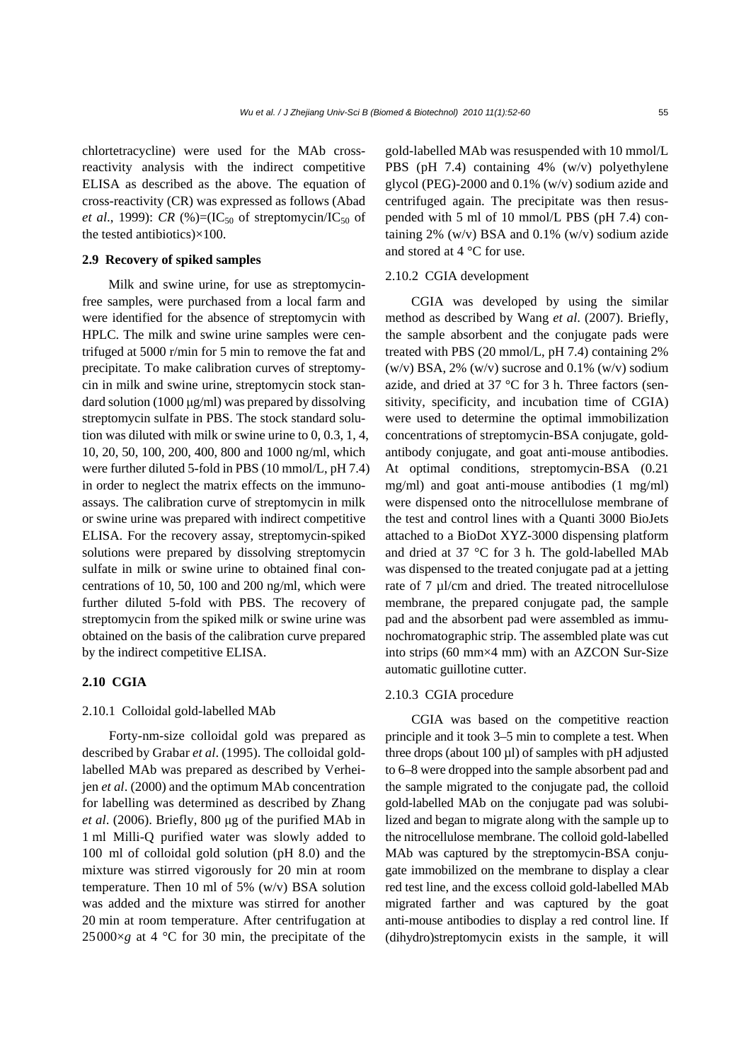chlortetracycline) were used for the MAb cross-reactivity analysis with the indirect competitive ELISA as described as the above. The equation of cross-reactivity (CR) was expressed as follows (Abad *et al*., 1999): *CR* (%)=($IC_{50}$ of streptomycin/$IC_{50}$ of the tested antibiotics)×100.

### 2.9 Recovery of spiked samples

Milk and swine urine, for use as streptomycin-free samples, were purchased from a local farm and were identified for the absence of streptomycin with HPLC. The milk and swine urine samples were centrifuged at 5000 r/min for 5 min to remove the fat and precipitate. To make calibration curves of streptomycin in milk and swine urine, streptomycin stock standard solution (1000 μg/ml) was prepared by dissolving streptomycin sulfate in PBS. The stock standard solution was diluted with milk or swine urine to 0, 0.3, 1, 4, 10, 20, 50, 100, 200, 400, 800 and 1000 ng/ml, which were further diluted 5-fold in PBS (10 mmol/L, pH 7.4) in order to neglect the matrix effects on the immunoassays. The calibration curve of streptomycin in milk or swine urine was prepared with indirect competitive ELISA. For the recovery assay, streptomycin-spiked solutions were prepared by dissolving streptomycin sulfate in milk or swine urine to obtained final concentrations of 10, 50, 100 and 200 ng/ml, which were further diluted 5-fold with PBS. The recovery of streptomycin from the spiked milk or swine urine was obtained on the basis of the calibration curve prepared by the indirect competitive ELISA.

### 2.10 CGIA

#### 2.10.1 Colloidal gold-labelled MAb

Forty-nm-size colloidal gold was prepared as described by Grabar *et al*. (1995). The colloidal gold-labelled MAb was prepared as described by Verheijen *et al*. (2000) and the optimum MAb concentration for labelling was determined as described by Zhang *et al*. (2006). Briefly, 800 μg of the purified MAb in 1 ml Milli-Q purified water was slowly added to 100 ml of colloidal gold solution (pH 8.0) and the mixture was stirred vigorously for 20 min at room temperature. Then 10 ml of 5% (w/v) BSA solution was added and the mixture was stirred for another 20 min at room temperature. After centrifugation at 25000×*g* at 4 °C for 30 min, the precipitate of the gold-labelled MAb was resuspended with 10 mmol/L PBS (pH 7.4) containing 4% (w/v) polyethylene glycol (PEG)-2000 and 0.1% (w/v) sodium azide and centrifuged again. The precipitate was then resuspended with 5 ml of 10 mmol/L PBS (pH 7.4) containing 2% (w/v) BSA and 0.1% (w/v) sodium azide and stored at 4 °C for use.

#### 2.10.2 CGIA development

CGIA was developed by using the similar method as described by Wang *et al*. (2007). Briefly, the sample absorbent and the conjugate pads were treated with PBS (20 mmol/L, pH 7.4) containing 2% (w/v) BSA, 2% (w/v) sucrose and 0.1% (w/v) sodium azide, and dried at 37 °C for 3 h. Three factors (sensitivity, specificity, and incubation time of CGIA) were used to determine the optimal immobilization concentrations of streptomycin-BSA conjugate, gold-antibody conjugate, and goat anti-mouse antibodies. At optimal conditions, streptomycin-BSA (0.21 mg/ml) and goat anti-mouse antibodies (1 mg/ml) were dispensed onto the nitrocellulose membrane of the test and control lines with a Quanti 3000 BioJets attached to a BioDot XYZ-3000 dispensing platform and dried at 37 °C for 3 h. The gold-labelled MAb was dispensed to the treated conjugate pad at a jetting rate of 7 μl/cm and dried. The treated nitrocellulose membrane, the prepared conjugate pad, the sample pad and the absorbent pad were assembled as immunochromatographic strip. The assembled plate was cut into strips (60 mm×4 mm) with an AZCON Sur-Size automatic guillotine cutter.

#### 2.10.3 CGIA procedure

CGIA was based on the competitive reaction principle and it took 3–5 min to complete a test. When three drops (about 100 μl) of samples with pH adjusted to 6–8 were dropped into the sample absorbent pad and the sample migrated to the conjugate pad, the colloid gold-labelled MAb on the conjugate pad was solubilized and began to migrate along with the sample up to the nitrocellulose membrane. The colloid gold-labelled MAb was captured by the streptomycin-BSA conjugate immobilized on the membrane to display a clear red test line, and the excess colloid gold-labelled MAb migrated farther and was captured by the goat anti-mouse antibodies to display a red control line. If (dihydro)streptomycin exists in the sample, it will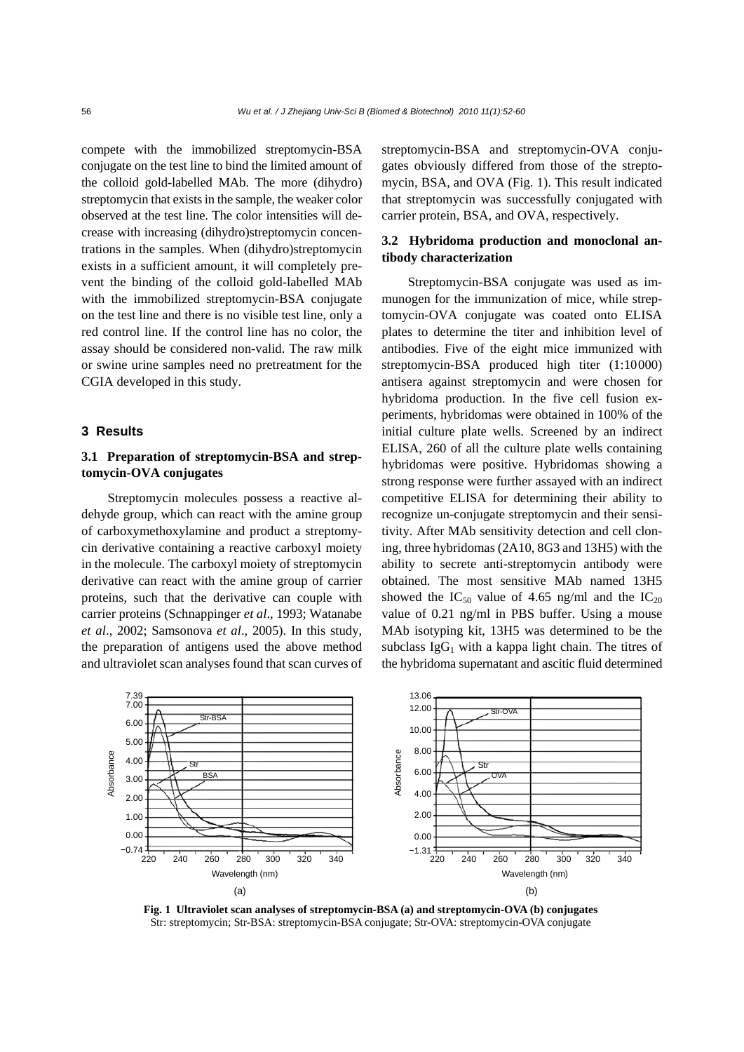compete with the immobilized streptomycin-BSA conjugate on the test line to bind the limited amount of the colloid gold-labelled MAb. The more (dihydro) streptomycin that exists in the sample, the weaker color observed at the test line. The color intensities will decrease with increasing (dihydro)streptomycin concentrations in the samples. When (dihydro)streptomycin exists in a sufficient amount, it will completely prevent the binding of the colloid gold-labelled MAb with the immobilized streptomycin-BSA conjugate on the test line and there is no visible test line, only a red control line. If the control line has no color, the assay should be considered non-valid. The raw milk or swine urine samples need no pretreatment for the CGIA developed in this study.

## 3 Results

### 3.1 Preparation of streptomycin-BSA and streptomycin-OVA conjugates

Streptomycin molecules possess a reactive aldehyde group, which can react with the amine group of carboxymethoxylamine and product a streptomycin derivative containing a reactive carboxyl moiety in the molecule. The carboxyl moiety of streptomycin derivative can react with the amine group of carrier proteins, such that the derivative can couple with carrier proteins (Schnappinger *et al*., 1993; Watanabe *et al*., 2002; Samsonova *et al*., 2005). In this study, the preparation of antigens used the above method and ultraviolet scan analyses found that scan curves of streptomycin-BSA and streptomycin-OVA conjugates obviously differed from those of the streptomycin, BSA, and OVA (Fig. 1). This result indicated that streptomycin was successfully conjugated with carrier protein, BSA, and OVA, respectively.

### 3.2 Hybridoma production and monoclonal antibody characterization

Streptomycin-BSA conjugate was used as immunogen for the immunization of mice, while streptomycin-OVA conjugate was coated onto ELISA plates to determine the titer and inhibition level of antibodies. Five of the eight mice immunized with streptomycin-BSA produced high titer (1:10000) antisera against streptomycin and were chosen for hybridoma production. In the five cell fusion experiments, hybridomas were obtained in 100% of the initial culture plate wells. Screened by an indirect ELISA, 260 of all the culture plate wells containing hybridomas were positive. Hybridomas showing a strong response were further assayed with an indirect competitive ELISA for determining their ability to recognize un-conjugate streptomycin and their sensitivity. After MAb sensitivity detection and cell cloning, three hybridomas (2A10, 8G3 and 13H5) with the ability to secrete anti-streptomycin antibody were obtained. The most sensitive MAb named 13H5 showed the $IC_{50}$ value of 4.65 ng/ml and the $IC_{20}$ value of 0.21 ng/ml in PBS buffer. Using a mouse MAb isotyping kit, 13H5 was determined to be the subclass $IgG_1$ with a kappa light chain. The titres of the hybridoma supernatant and ascitic fluid determined

**Fig. 1 Ultraviolet scan analyses of streptomycin-BSA (a) and streptomycin-OVA (b) conjugates**
Str: streptomycin; Str-BSA: streptomycin-BSA conjugate; Str-OVA: streptomycin-OVA conjugate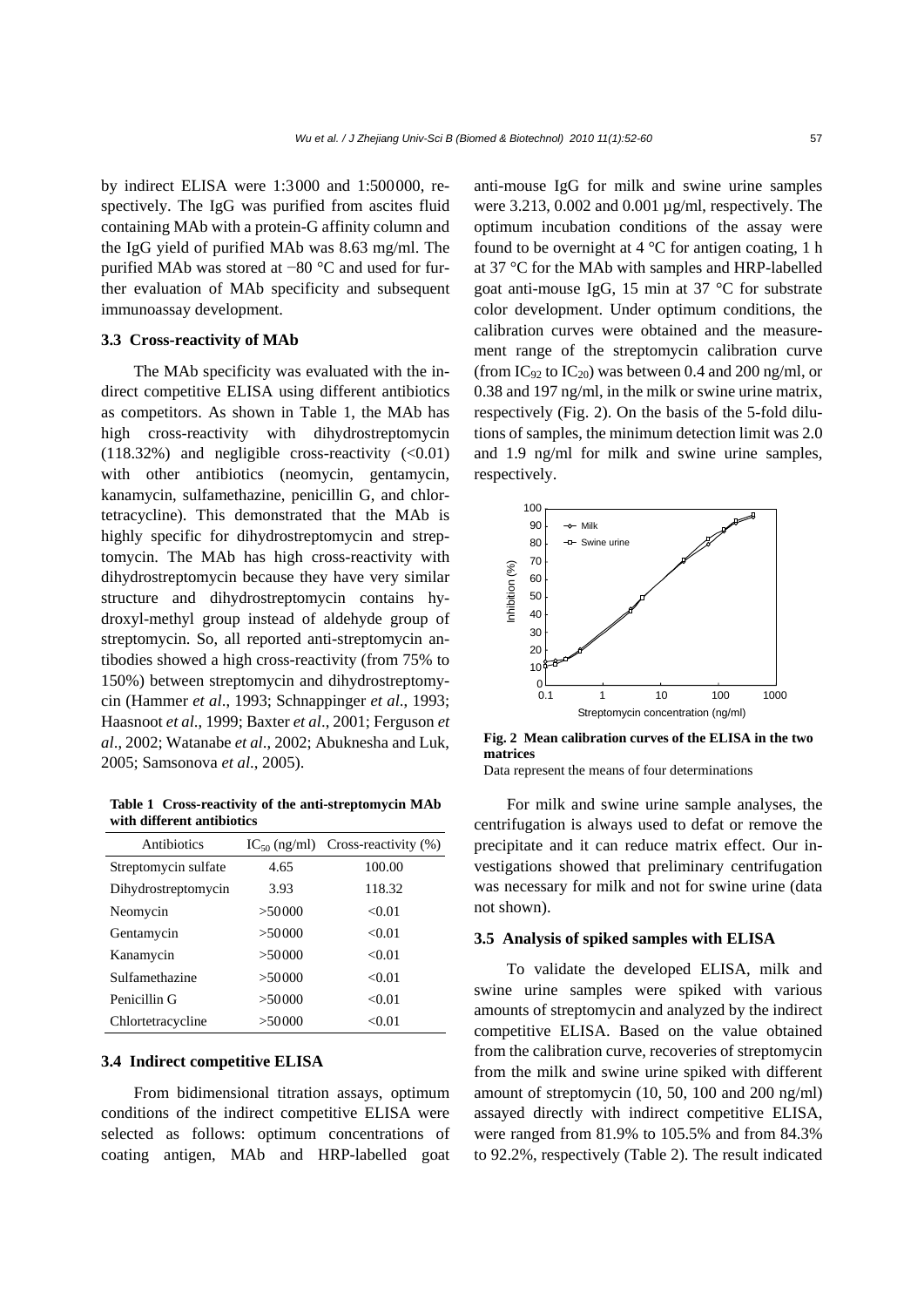by indirect ELISA were 1:3000 and 1:500000, respectively. The IgG was purified from ascites fluid containing MAb with a protein-G affinity column and the IgG yield of purified MAb was 8.63 mg/ml. The purified MAb was stored at −80 °C and used for further evaluation of MAb specificity and subsequent immunoassay development.

### 3.3 Cross-reactivity of MAb

The MAb specificity was evaluated with the indirect competitive ELISA using different antibiotics as competitors. As shown in Table 1, the MAb has high cross-reactivity with dihydrostreptomycin (118.32%) and negligible cross-reactivity (<0.01) with other antibiotics (neomycin, gentamycin, kanamycin, sulfamethazine, penicillin G, and chlortetracycline). This demonstrated that the MAb is highly specific for dihydrostreptomycin and streptomycin. The MAb has high cross-reactivity with dihydrostreptomycin because they have very similar structure and dihydrostreptomycin contains hydroxyl-methyl group instead of aldehyde group of streptomycin. So, all reported anti-streptomycin antibodies showed a high cross-reactivity (from 75% to 150%) between streptomycin and dihydrostreptomycin (Hammer *et al*., 1993; Schnappinger *et al*., 1993; Haasnoot *et al*., 1999; Baxter *et al*., 2001; Ferguson *et al*., 2002; Watanabe *et al*., 2002; Abuknesha and Luk, 2005; Samsonova *et al*., 2005).

**Table 1 Cross-reactivity of the anti-streptomycin MAb with different antibiotics**

| Antibiotics | $IC_{50}$ (ng/ml) | Cross-reactivity (%) |
|---|---|---|
| Streptomycin sulfate | 4.65 | 100.00 |
| Dihydrostreptomycin | 3.93 | 118.32 |
| Neomycin | >50000 | <0.01 |
| Gentamycin | >50000 | <0.01 |
| Kanamycin | >50000 | <0.01 |
| Sulfamethazine | >50000 | <0.01 |
| Penicillin G | >50000 | <0.01 |
| Chlortetracycline | >50000 | <0.01 |

### 3.4 Indirect competitive ELISA

From bidimensional titration assays, optimum conditions of the indirect competitive ELISA were selected as follows: optimum concentrations of coating antigen, MAb and HRP-labelled goat anti-mouse IgG for milk and swine urine samples were 3.213, 0.002 and 0.001 µg/ml, respectively. The optimum incubation conditions of the assay were found to be overnight at 4 °C for antigen coating, 1 h at 37 °C for the MAb with samples and HRP-labelled goat anti-mouse IgG, 15 min at 37 °C for substrate color development. Under optimum conditions, the calibration curves were obtained and the measurement range of the streptomycin calibration curve (from $IC_{92}$ to $IC_{20}$) was between 0.4 and 200 ng/ml, or 0.38 and 197 ng/ml, in the milk or swine urine matrix, respectively (Fig. 2). On the basis of the 5-fold dilutions of samples, the minimum detection limit was 2.0 and 1.9 ng/ml for milk and swine urine samples, respectively.

**Fig. 2 Mean calibration curves of the ELISA in the two matrices**

Data represent the means of four determinations

For milk and swine urine sample analyses, the centrifugation is always used to defat or remove the precipitate and it can reduce matrix effect. Our investigations showed that preliminary centrifugation was necessary for milk and not for swine urine (data not shown).

### 3.5 Analysis of spiked samples with ELISA

To validate the developed ELISA, milk and swine urine samples were spiked with various amounts of streptomycin and analyzed by the indirect competitive ELISA. Based on the value obtained from the calibration curve, recoveries of streptomycin from the milk and swine urine spiked with different amount of streptomycin (10, 50, 100 and 200 ng/ml) assayed directly with indirect competitive ELISA, were ranged from 81.9% to 105.5% and from 84.3% to 92.2%, respectively (Table 2). The result indicated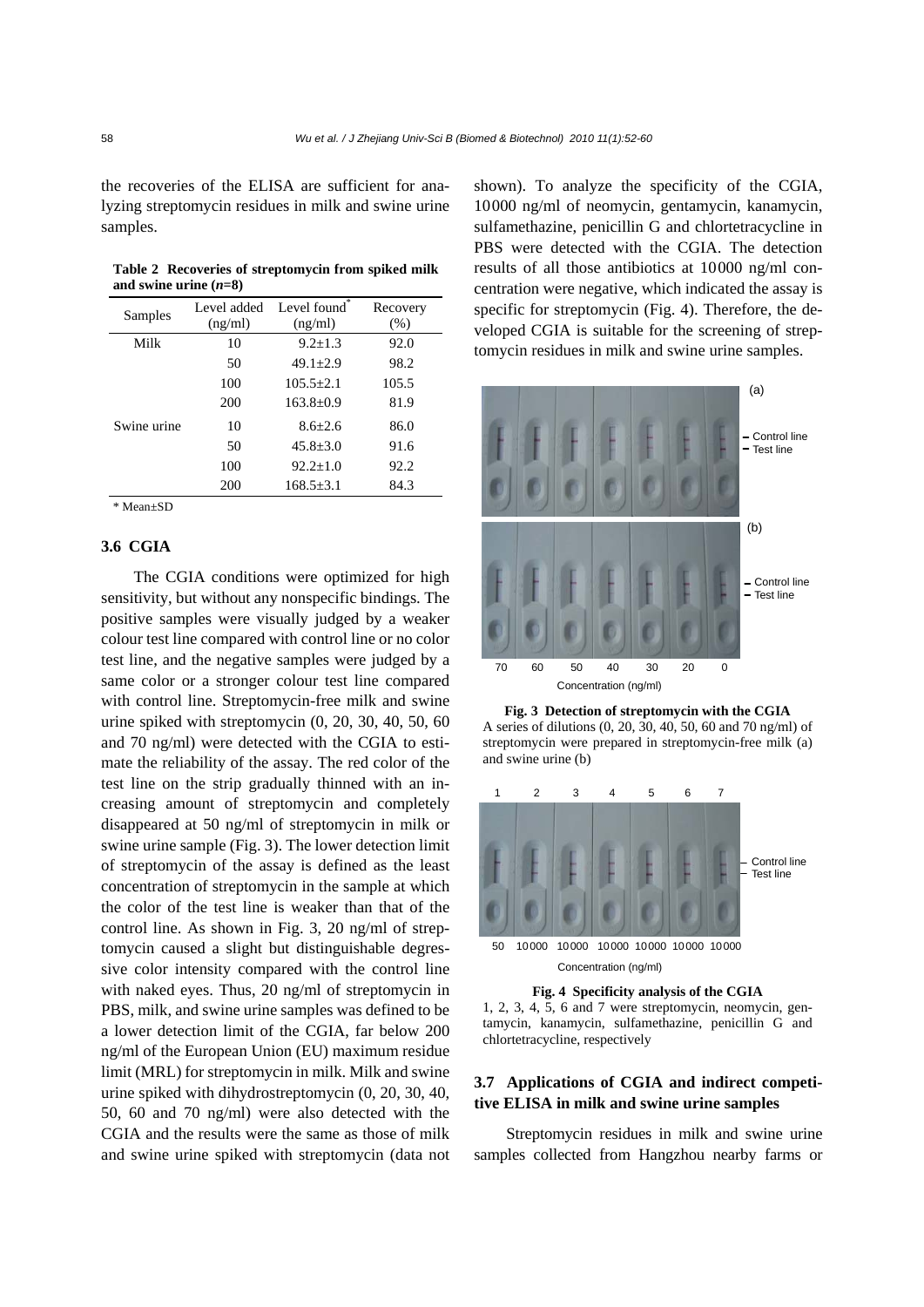the recoveries of the ELISA are sufficient for analyzing streptomycin residues in milk and swine urine samples.

**Table 2 Recoveries of streptomycin from spiked milk and swine urine ($n$=8)**

| Samples | Level added (ng/ml) | Level found* (ng/ml) | Recovery (%) |
|---|---|---|---|
| Milk | 10 | 9.2±1.3 | 92.0 |
| | 50 | 49.1±2.9 | 98.2 |
| | 100 | 105.5±2.1 | 105.5 |
| | 200 | 163.8±0.9 | 81.9 |
| Swine urine | 10 | 8.6±2.6 | 86.0 |
| | 50 | 45.8±3.0 | 91.6 |
| | 100 | 92.2±1.0 | 92.2 |
| | 200 | 168.5±3.1 | 84.3 |

\* Mean±SD

### 3.6 CGIA

The CGIA conditions were optimized for high sensitivity, but without any nonspecific bindings. The positive samples were visually judged by a weaker colour test line compared with control line or no color test line, and the negative samples were judged by a same color or a stronger colour test line compared with control line. Streptomycin-free milk and swine urine spiked with streptomycin (0, 20, 30, 40, 50, 60 and 70 ng/ml) were detected with the CGIA to estimate the reliability of the assay. The red color of the test line on the strip gradually thinned with an increasing amount of streptomycin and completely disappeared at 50 ng/ml of streptomycin in milk or swine urine sample (Fig. 3). The lower detection limit of streptomycin of the assay is defined as the least concentration of streptomycin in the sample at which the color of the test line is weaker than that of the control line. As shown in Fig. 3, 20 ng/ml of streptomycin caused a slight but distinguishable degressive color intensity compared with the control line with naked eyes. Thus, 20 ng/ml of streptomycin in PBS, milk, and swine urine samples was defined to be a lower detection limit of the CGIA, far below 200 ng/ml of the European Union (EU) maximum residue limit (MRL) for streptomycin in milk. Milk and swine urine spiked with dihydrostreptomycin (0, 20, 30, 40, 50, 60 and 70 ng/ml) were also detected with the CGIA and the results were the same as those of milk and swine urine spiked with streptomycin (data not shown). To analyze the specificity of the CGIA, 10000 ng/ml of neomycin, gentamycin, kanamycin, sulfamethazine, penicillin G and chlortetracycline in PBS were detected with the CGIA. The detection results of all those antibiotics at 10000 ng/ml concentration were negative, which indicated the assay is specific for streptomycin (Fig. 4). Therefore, the developed CGIA is suitable for the screening of streptomycin residues in milk and swine urine samples.

**Fig. 3 Detection of streptomycin with the CGIA**
A series of dilutions (0, 20, 30, 40, 50, 60 and 70 ng/ml) of streptomycin were prepared in streptomycin-free milk (a) and swine urine (b)

**Fig. 4 Specificity analysis of the CGIA**
1, 2, 3, 4, 5, 6 and 7 were streptomycin, neomycin, gentamycin, kanamycin, sulfamethazine, penicillin G and chlortetracycline, respectively

### 3.7 Applications of CGIA and indirect competitive ELISA in milk and swine urine samples

Streptomycin residues in milk and swine urine samples collected from Hangzhou nearby farms or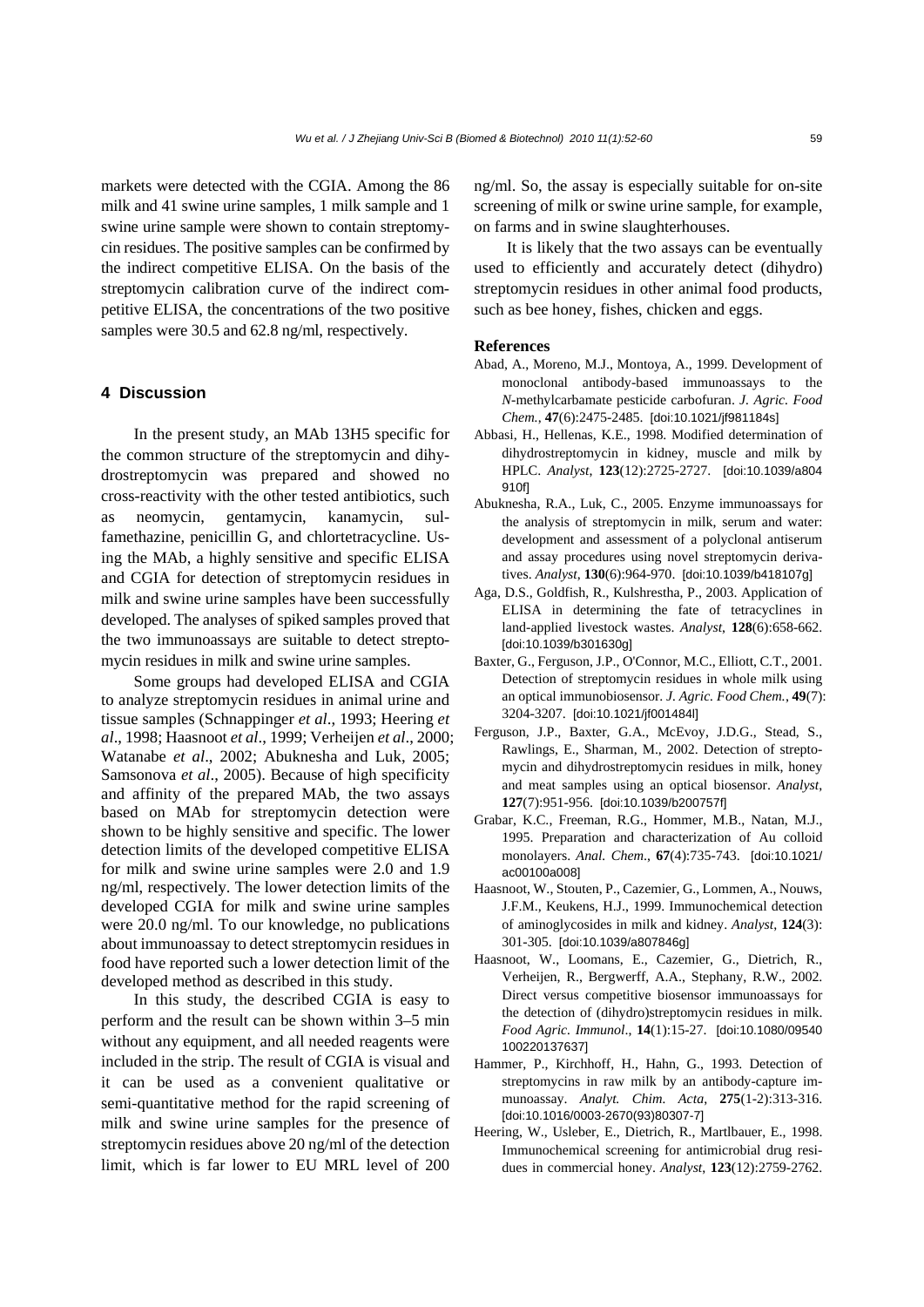markets were detected with the CGIA. Among the 86 milk and 41 swine urine samples, 1 milk sample and 1 swine urine sample were shown to contain streptomycin residues. The positive samples can be confirmed by the indirect competitive ELISA. On the basis of the streptomycin calibration curve of the indirect competitive ELISA, the concentrations of the two positive samples were 30.5 and 62.8 ng/ml, respectively.

## 4 Discussion

In the present study, an MAb 13H5 specific for the common structure of the streptomycin and dihydrostreptomycin was prepared and showed no cross-reactivity with the other tested antibiotics, such as neomycin, gentamycin, kanamycin, sulfamethazine, penicillin G, and chlortetracycline. Using the MAb, a highly sensitive and specific ELISA and CGIA for detection of streptomycin residues in milk and swine urine samples have been successfully developed. The analyses of spiked samples proved that the two immunoassays are suitable to detect streptomycin residues in milk and swine urine samples.

Some groups had developed ELISA and CGIA to analyze streptomycin residues in animal urine and tissue samples (Schnappinger *et al*., 1993; Heering *et al*., 1998; Haasnoot *et al*., 1999; Verheijen *et al*., 2000; Watanabe *et al*., 2002; Abuknesha and Luk, 2005; Samsonova *et al*., 2005). Because of high specificity and affinity of the prepared MAb, the two assays based on MAb for streptomycin detection were shown to be highly sensitive and specific. The lower detection limits of the developed competitive ELISA for milk and swine urine samples were 2.0 and 1.9 ng/ml, respectively. The lower detection limits of the developed CGIA for milk and swine urine samples were 20.0 ng/ml. To our knowledge, no publications about immunoassay to detect streptomycin residues in food have reported such a lower detection limit of the developed method as described in this study.

In this study, the described CGIA is easy to perform and the result can be shown within 3–5 min without any equipment, and all needed reagents were included in the strip. The result of CGIA is visual and it can be used as a convenient qualitative or semi-quantitative method for the rapid screening of milk and swine urine samples for the presence of streptomycin residues above 20 ng/ml of the detection limit, which is far lower to EU MRL level of 200 ng/ml. So, the assay is especially suitable for on-site screening of milk or swine urine sample, for example, on farms and in swine slaughterhouses.

It is likely that the two assays can be eventually used to efficiently and accurately detect (dihydro) streptomycin residues in other animal food products, such as bee honey, fishes, chicken and eggs.

**References**

Abad, A., Moreno, M.J., Montoya, A., 1999. Development of monoclonal antibody-based immunoassays to the *N*-methylcarbamate pesticide carbofuran. *J. Agric. Food Chem.*, **47**(6):2475-2485. [doi:10.1021/jf981184s]

Abbasi, H., Hellenas, K.E., 1998. Modified determination of dihydrostreptomycin in kidney, muscle and milk by HPLC. *Analyst*, **123**(12):2725-2727. [doi:10.1039/a804910f]

Abuknesha, R.A., Luk, C., 2005. Enzyme immunoassays for the analysis of streptomycin in milk, serum and water: development and assessment of a polyclonal antiserum and assay procedures using novel streptomycin derivatives. *Analyst*, **130**(6):964-970. [doi:10.1039/b418107g]

Aga, D.S., Goldfish, R., Kulshrestha, P., 2003. Application of ELISA in determining the fate of tetracyclines in land-applied livestock wastes. *Analyst*, **128**(6):658-662. [doi:10.1039/b301630g]

Baxter, G., Ferguson, J.P., O'Connor, M.C., Elliott, C.T., 2001. Detection of streptomycin residues in whole milk using an optical immunobiosensor. *J. Agric. Food Chem.*, **49**(7): 3204-3207. [doi:10.1021/jf001484l]

Ferguson, J.P., Baxter, G.A., McEvoy, J.D.G., Stead, S., Rawlings, E., Sharman, M., 2002. Detection of streptomycin and dihydrostreptomycin residues in milk, honey and meat samples using an optical biosensor. *Analyst*, **127**(7):951-956. [doi:10.1039/b200757f]

Grabar, K.C., Freeman, R.G., Hommer, M.B., Natan, M.J., 1995. Preparation and characterization of Au colloid monolayers. *Anal. Chem*., **67**(4):735-743. [doi:10.1021/ac00100a008]

Haasnoot, W., Stouten, P., Cazemier, G., Lommen, A., Nouws, J.F.M., Keukens, H.J., 1999. Immunochemical detection of aminoglycosides in milk and kidney. *Analyst*, **124**(3): 301-305. [doi:10.1039/a807846g]

Haasnoot, W., Loomans, E., Cazemier, G., Dietrich, R., Verheijen, R., Bergwerff, A.A., Stephany, R.W., 2002. Direct versus competitive biosensor immunoassays for the detection of (dihydro)streptomycin residues in milk. *Food Agric. Immunol*., **14**(1):15-27. [doi:10.1080/09540100220137637]

Hammer, P., Kirchhoff, H., Hahn, G., 1993. Detection of streptomycins in raw milk by an antibody-capture immunoassay. *Analyt. Chim. Acta*, **275**(1-2):313-316. [doi:10.1016/0003-2670(93)80307-7]

Heering, W., Usleber, E., Dietrich, R., Martlbauer, E., 1998. Immunochemical screening for antimicrobial drug residues in commercial honey. *Analyst*, **123**(12):2759-2762.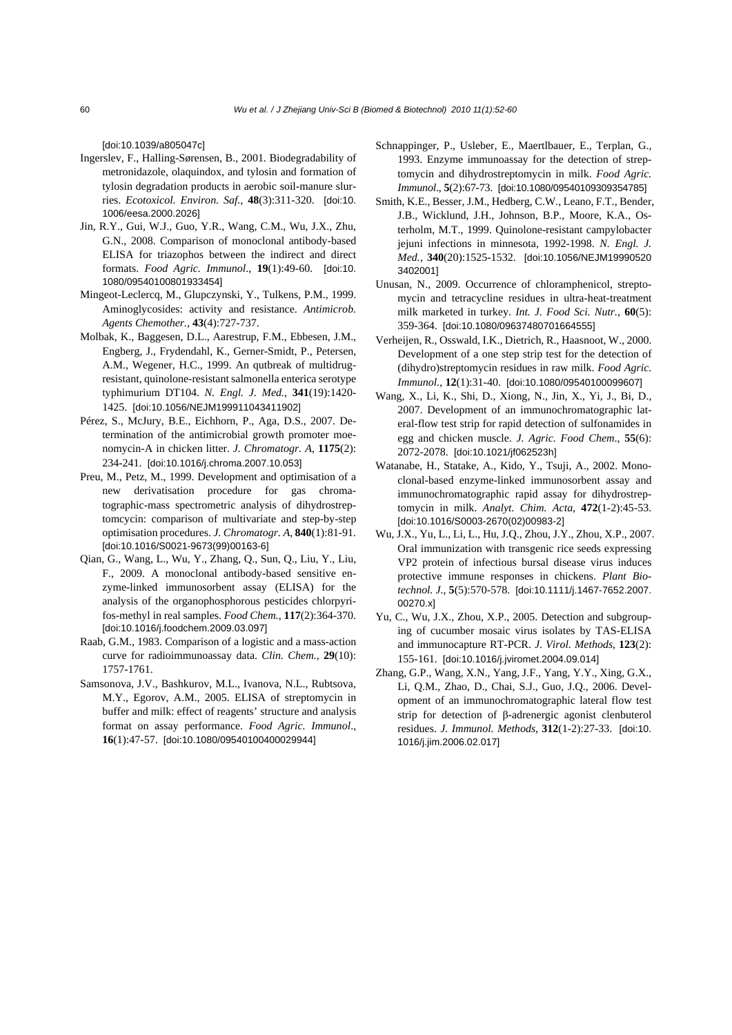[doi:10.1039/a805047c]

Ingerslev, F., Halling-Sørensen, B., 2001. Biodegradability of metronidazole, olaquindox, and tylosin and formation of tylosin degradation products in aerobic soil-manure slurries. *Ecotoxicol. Environ. Saf.*, **48**(3):311-320. [doi:10.1006/eesa.2000.2026]

Jin, R.Y., Gui, W.J., Guo, Y.R., Wang, C.M., Wu, J.X., Zhu, G.N., 2008. Comparison of monoclonal antibody-based ELISA for triazophos between the indirect and direct formats. *Food Agric. Immunol.*, **19**(1):49-60. [doi:10.1080/09540100801933454]

Mingeot-Leclercq, M., Glupczynski, Y., Tulkens, P.M., 1999. Aminoglycosides: activity and resistance. *Antimicrob. Agents Chemother.*, **43**(4):727-737.

Molbak, K., Baggesen, D.L., Aarestrup, F.M., Ebbesen, J.M., Engberg, J., Frydendahl, K., Gerner-Smidt, P., Petersen, A.M., Wegener, H.C., 1999. An qutbreak of multidrug-resistant, quinolone-resistant salmonella enterica serotype typhimurium DT104. *N. Engl. J. Med.*, **341**(19):1420-1425. [doi:10.1056/NEJM199911043411902]

Pérez, S., McJury, B.E., Eichhorn, P., Aga, D.S., 2007. Determination of the antimicrobial growth promoter moenomycin-A in chicken litter. *J. Chromatogr. A*, **1175**(2):234-241. [doi:10.1016/j.chroma.2007.10.053]

Preu, M., Petz, M., 1999. Development and optimisation of a new derivatisation procedure for gas chromatographic-mass spectrometric analysis of dihydrostreptomcycin: comparison of multivariate and step-by-step optimisation procedures. *J. Chromatogr. A*, **840**(1):81-91. [doi:10.1016/S0021-9673(99)00163-6]

Qian, G., Wang, L., Wu, Y., Zhang, Q., Sun, Q., Liu, Y., Liu, F., 2009. A monoclonal antibody-based sensitive enzyme-linked immunosorbent assay (ELISA) for the analysis of the organophosphorous pesticides chlorpyrifos-methyl in real samples. *Food Chem.*, **117**(2):364-370. [doi:10.1016/j.foodchem.2009.03.097]

Raab, G.M., 1983. Comparison of a logistic and a mass-action curve for radioimmunoassay data. *Clin. Chem.*, **29**(10):1757-1761.

Samsonova, J.V., Bashkurov, M.L., Ivanova, N.L., Rubtsova, M.Y., Egorov, A.M., 2005. ELISA of streptomycin in buffer and milk: effect of reagents' structure and analysis format on assay performance. *Food Agric. Immunol.*, **16**(1):47-57. [doi:10.1080/09540100400029944]

Schnappinger, P., Usleber, E., Maertlbauer, E., Terplan, G., 1993. Enzyme immunoassay for the detection of streptomycin and dihydrostreptomycin in milk. *Food Agric. Immunol.*, **5**(2):67-73. [doi:10.1080/09540109309354785]

Smith, K.E., Besser, J.M., Hedberg, C.W., Leano, F.T., Bender, J.B., Wicklund, J.H., Johnson, B.P., Moore, K.A., Osterholm, M.T., 1999. Quinolone-resistant campylobacter jejuni infections in minnesota, 1992-1998. *N. Engl. J. Med.*, **340**(20):1525-1532. [doi:10.1056/NEJM199905203402001]

Unusan, N., 2009. Occurrence of chloramphenicol, streptomycin and tetracycline residues in ultra-heat-treatment milk marketed in turkey. *Int. J. Food Sci. Nutr.*, **60**(5):359-364. [doi:10.1080/09637480701664555]

Verheijen, R., Osswald, I.K., Dietrich, R., Haasnoot, W., 2000. Development of a one step strip test for the detection of (dihydro)streptomycin residues in raw milk. *Food Agric. Immunol.*, **12**(1):31-40. [doi:10.1080/09540100099607]

Wang, X., Li, K., Shi, D., Xiong, N., Jin, X., Yi, J., Bi, D., 2007. Development of an immunochromatographic lateral-flow test strip for rapid detection of sulfonamides in egg and chicken muscle. *J. Agric. Food Chem.*, **55**(6):2072-2078. [doi:10.1021/jf062523h]

Watanabe, H., Statake, A., Kido, Y., Tsuji, A., 2002. Monoclonal-based enzyme-linked immunosorbent assay and immunochromatographic rapid assay for dihydrostreptomycin in milk. *Analyt. Chim. Acta*, **472**(1-2):45-53. [doi:10.1016/S0003-2670(02)00983-2]

Wu, J.X., Yu, L., Li, L., Hu, J.Q., Zhou, J.Y., Zhou, X.P., 2007. Oral immunization with transgenic rice seeds expressing VP2 protein of infectious bursal disease virus induces protective immune responses in chickens. *Plant Biotechnol. J.*, **5**(5):570-578. [doi:10.1111/j.1467-7652.2007.00270.x]

Yu, C., Wu, J.X., Zhou, X.P., 2005. Detection and subgrouping of cucumber mosaic virus isolates by TAS-ELISA and immunocapture RT-PCR. *J. Virol. Methods*, **123**(2):155-161. [doi:10.1016/j.jviromet.2004.09.014]

Zhang, G.P., Wang, X.N., Yang, J.F., Yang, Y.Y., Xing, G.X., Li, Q.M., Zhao, D., Chai, S.J., Guo, J.Q., 2006. Development of an immunochromatographic lateral flow test strip for detection of β-adrenergic agonist clenbuterol residues. *J. Immunol. Methods*, **312**(1-2):27-33. [doi:10.1016/j.jim.2006.02.017]